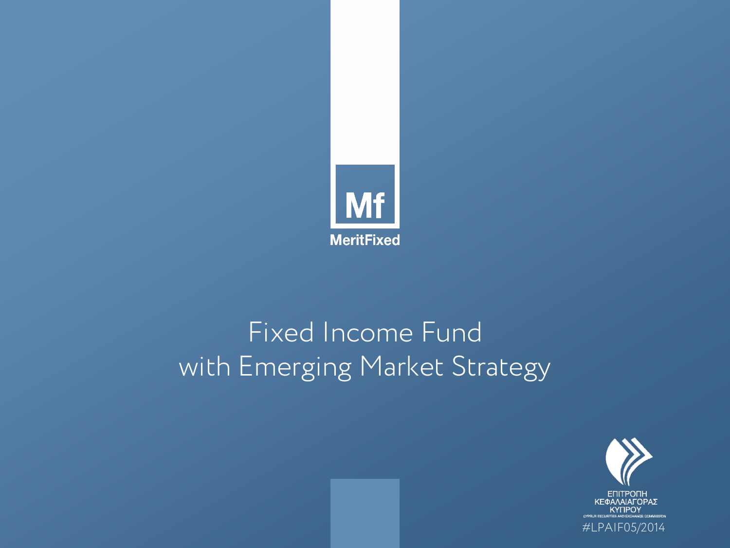Mf

MeritFixed

# Fixed Income Fund with Emerging Market Strategy

ΕΠΙΤΡΟΠΗ
ΚΕΦΑΛΑΙΑΓΟΡΑΣ
ΚΥΠΡΟΥ
CYPRUS SECURITIES AND EXCHANGE COMMISSION

#LPAIF05/2014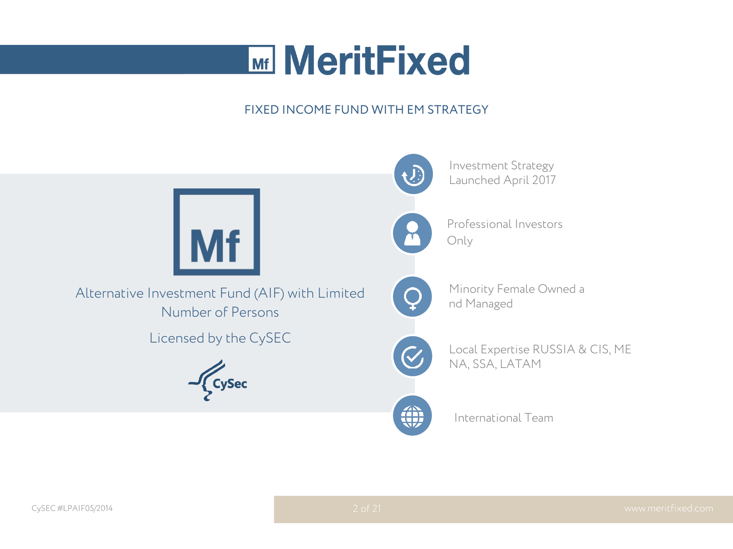# MeritFixed

## FIXED INCOME FUND WITH EM STRATEGY

Alternative Investment Fund (AIF) with Limited Number of Persons

Licensed by the CySEC

- Investment Strategy Launched April 2017
- Professional Investors Only
- Minority Female Owned and Managed
- Local Expertise RUSSIA & CIS, MENA, SSA, LATAM
- International Team

CySEC #LPAIF05/2014

www.meritfixed.com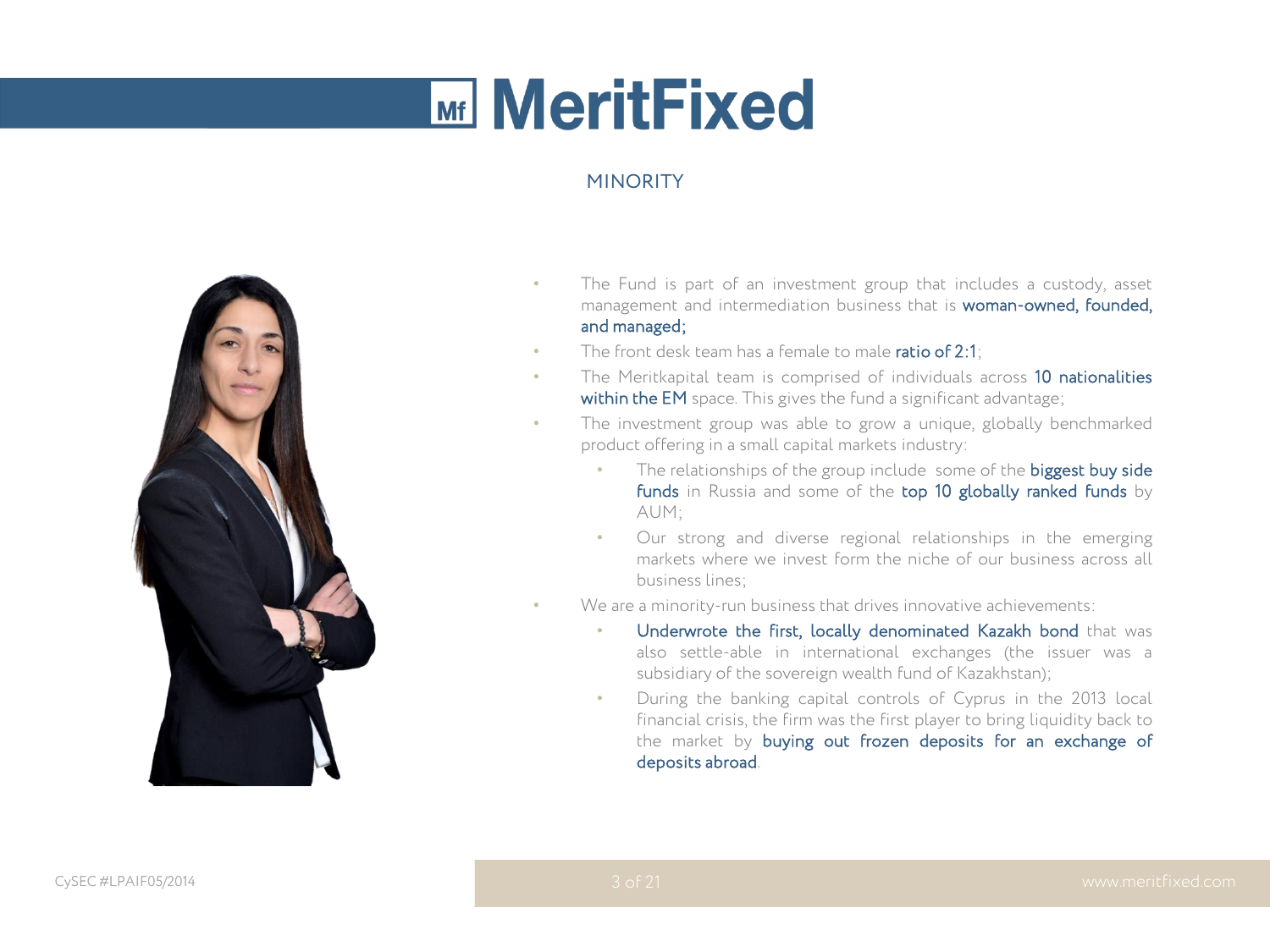# MeritFixed

## MINORITY

- The Fund is part of an investment group that includes a custody, asset management and intermediation business that is **woman-owned, founded, and managed;**
- The front desk team has a female to male **ratio of 2:1**;
- The Meritkapital team is comprised of individuals across **10 nationalities within the EM** space. This gives the fund a significant advantage;
- The investment group was able to grow a unique, globally benchmarked product offering in a small capital markets industry:
  - The relationships of the group include some of the **biggest buy side funds** in Russia and some of the **top 10 globally ranked funds** by AUM;
  - Our strong and diverse regional relationships in the emerging markets where we invest form the niche of our business across all business lines;
- We are a minority-run business that drives innovative achievements:
  - **Underwrote the first, locally denominated Kazakh bond** that was also settle-able in international exchanges (the issuer was a subsidiary of the sovereign wealth fund of Kazakhstan);
  - During the banking capital controls of Cyprus in the 2013 local financial crisis, the firm was the first player to bring liquidity back to the market by **buying out frozen deposits for an exchange of deposits abroad**.

CySEC #LPAIF05/2014

www.meritfixed.com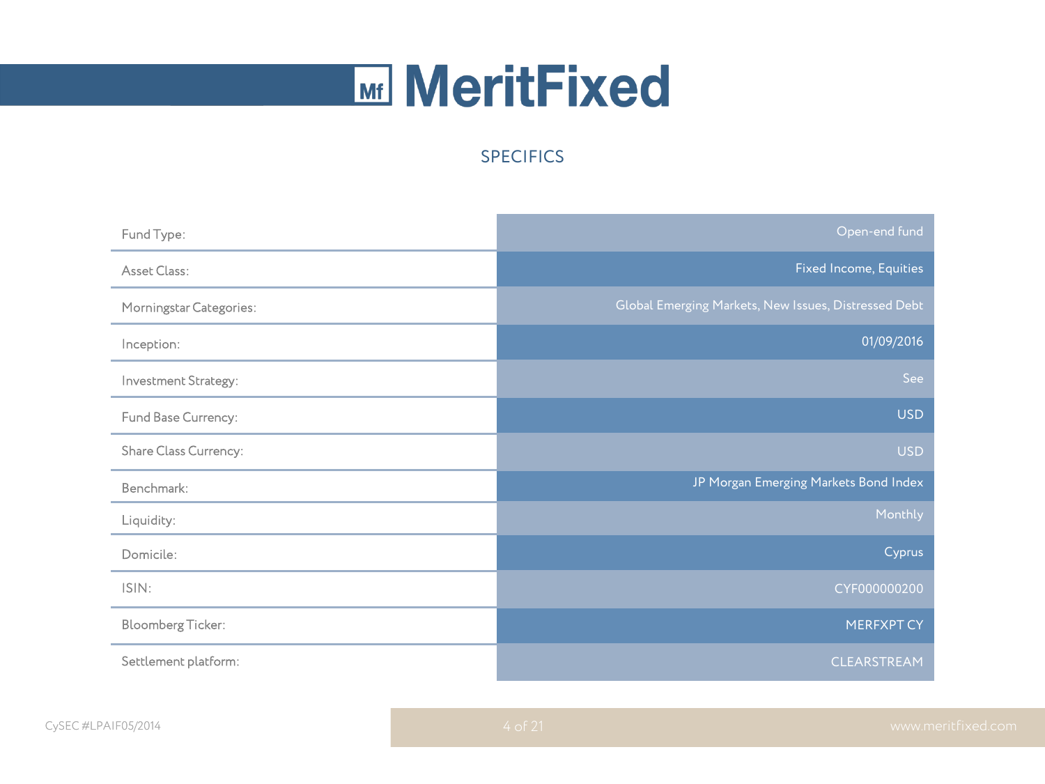# MeritFixed

## SPECIFICS

| | |
|---|---|
| Fund Type: | Open-end fund |
| Asset Class: | Fixed Income, Equities |
| Morningstar Categories: | Global Emerging Markets, New Issues, Distressed Debt |
| Inception: | 01/09/2016 |
| Investment Strategy: | See |
| Fund Base Currency: | USD |
| Share Class Currency: | USD |
| Benchmark: | JP Morgan Emerging Markets Bond Index |
| Liquidity: | Monthly |
| Domicile: | Cyprus |
| ISIN: | CYF000000200 |
| Bloomberg Ticker: | MERFXPT CY |
| Settlement platform: | CLEARSTREAM |

CySEC #LPAIF05/2014

www.meritfixed.com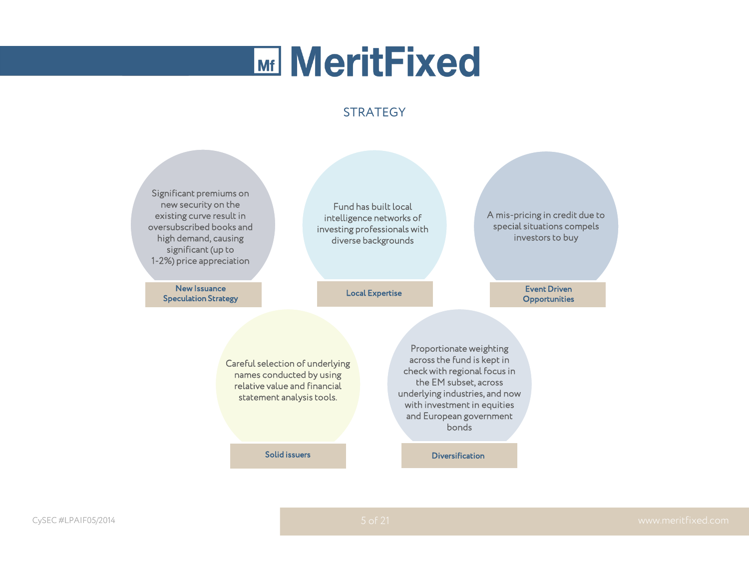# MeritFixed

## STRATEGY

### New Issuance Speculation Strategy

Significant premiums on new security on the existing curve result in oversubscribed books and high demand, causing significant (up to 1-2%) price appreciation

### Local Expertise

Fund has built local intelligence networks of investing professionals with diverse backgrounds

### Event Driven Opportunities

A mis-pricing in credit due to special situations compels investors to buy

### Solid issuers

Careful selection of underlying names conducted by using relative value and financial statement analysis tools.

### Diversification

Proportionate weighting across the fund is kept in check with regional focus in the EM subset, across underlying industries, and now with investment in equities and European government bonds

CySEC #LPAIF05/2014

www.meritfixed.com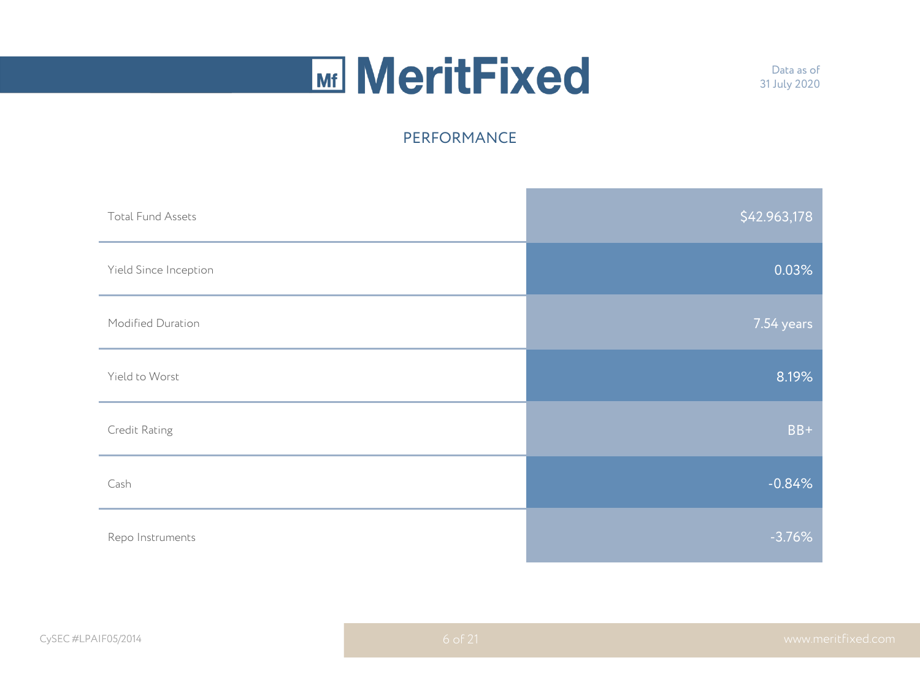# PERFORMANCE

| | |
|---|---|
| Total Fund Assets | $42.963,178 |
| Yield Since Inception | 0.03% |
| Modified Duration | 7.54 years |
| Yield to Worst | 8.19% |
| Credit Rating | BB+ |
| Cash | -0.84% |
| Repo Instruments | -3.76% |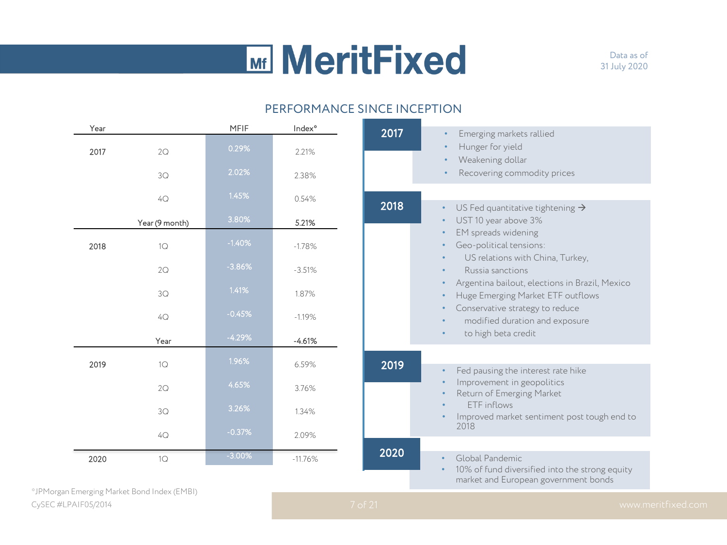# MeritFixed

Data as of 31 July 2020

## PERFORMANCE SINCE INCEPTION

| Year | | MFIF | Index* |
|---|---|---|---|
| 2017 | 2Q | 0.29% | 2.21% |
| | 3Q | 2.02% | 2.38% |
| | 4Q | 1.45% | 0.54% |
| | Year (9 month) | 3.80% | 5.21% |
| 2018 | 1Q | -1.40% | -1.78% |
| | 2Q | -3.86% | -3.51% |
| | 3Q | 1.41% | 1.87% |
| | 4Q | -0.45% | -1.19% |
| | Year | -4.29% | -4.61% |
| 2019 | 1Q | 1.96% | 6.59% |
| | 2Q | 4.65% | 3.76% |
| | 3Q | 3.26% | 1.34% |
| | 4Q | -0.37% | 2.09% |
| 2020 | 1Q | -3.00% | -11.76% |

### 2017

- Emerging markets rallied
- Hunger for yield
- Weakening dollar
- Recovering commodity prices

### 2018

- US Fed quantitative tightening →
- UST 10 year above 3%
- EM spreads widening
- Geo-political tensions:
- US relations with China, Turkey,
- Russia sanctions
- Argentina bailout, elections in Brazil, Mexico
- Huge Emerging Market ETF outflows
- Conservative strategy to reduce
- modified duration and exposure
- to high beta credit

### 2019

- Fed pausing the interest rate hike
- Improvement in geopolitics
- Return of Emerging Market
- ETF inflows
- Improved market sentiment post tough end to 2018

### 2020

- Global Pandemic
- 10% of fund diversified into the strong equity market and European government bonds

*JPMorgan Emerging Market Bond Index (EMBI)

CySEC #LPAIF05/2014

www.meritfixed.com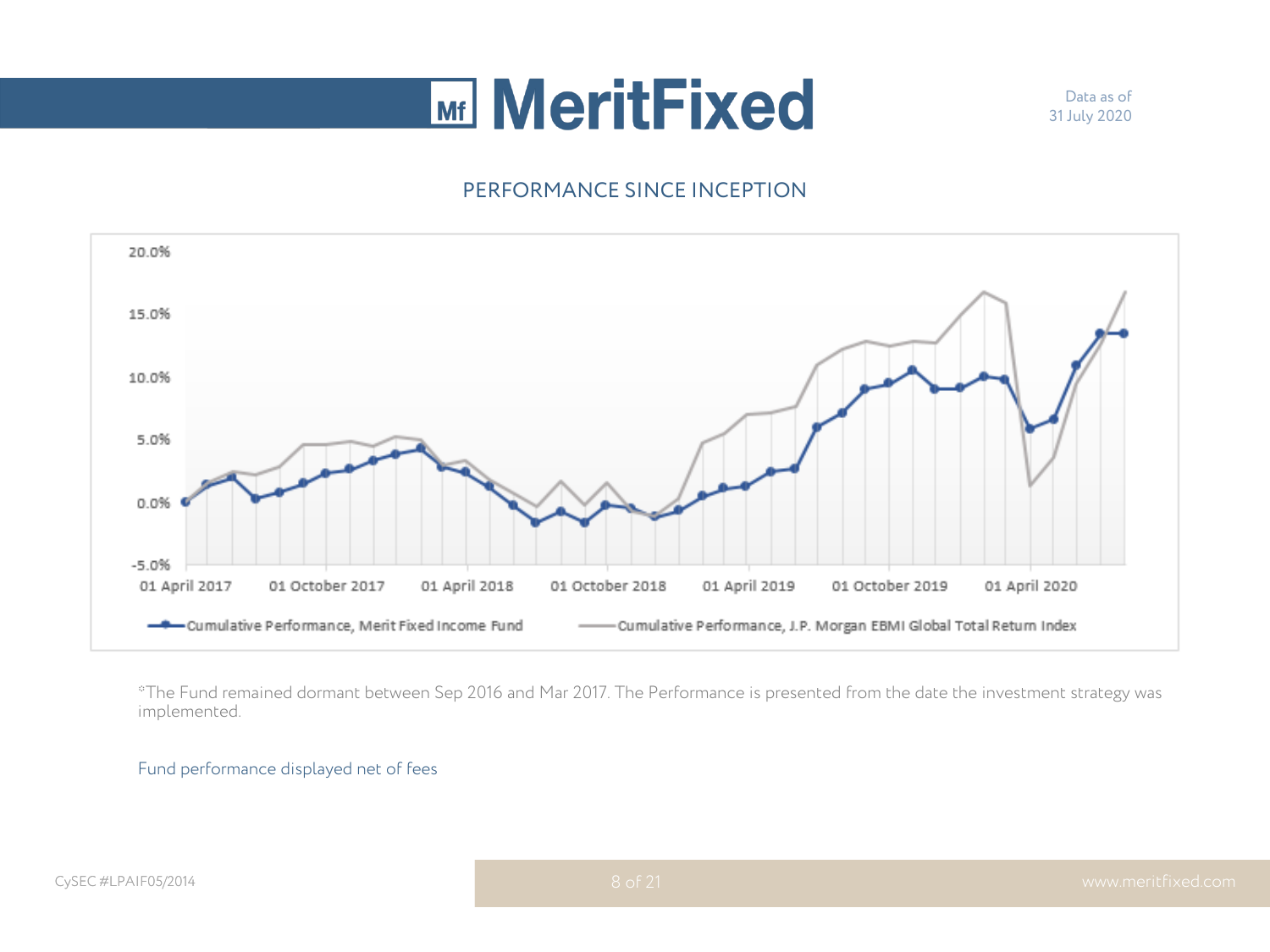# MeritFixed

Data as of 31 July 2020

## PERFORMANCE SINCE INCEPTION

*The Fund remained dormant between Sep 2016 and Mar 2017. The Performance is presented from the date the investment strategy was implemented.

Fund performance displayed net of fees

CySEC #LPAIF05/2014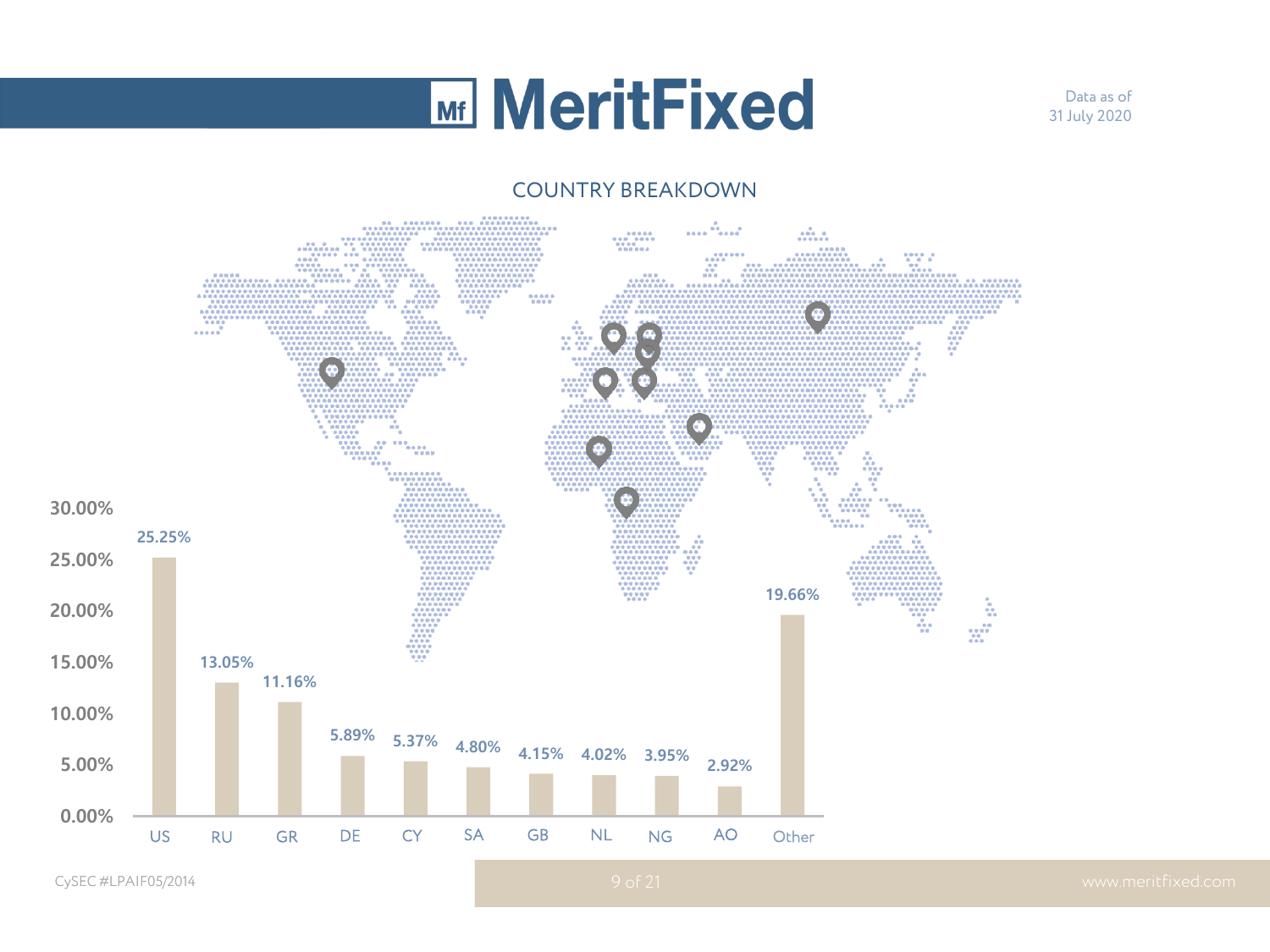# MeritFixed

Data as of
31 July 2020

## COUNTRY BREAKDOWN

| Country | Share |
|---|---|
| US | 25.25% |
| RU | 13.05% |
| GR | 11.16% |
| DE | 5.89% |
| CY | 5.37% |
| SA | 4.80% |
| GB | 4.15% |
| NL | 4.02% |
| NG | 3.95% |
| AO | 2.92% |
| Other | 19.66% |

CySEC #LPAIF05/2014

www.meritfixed.com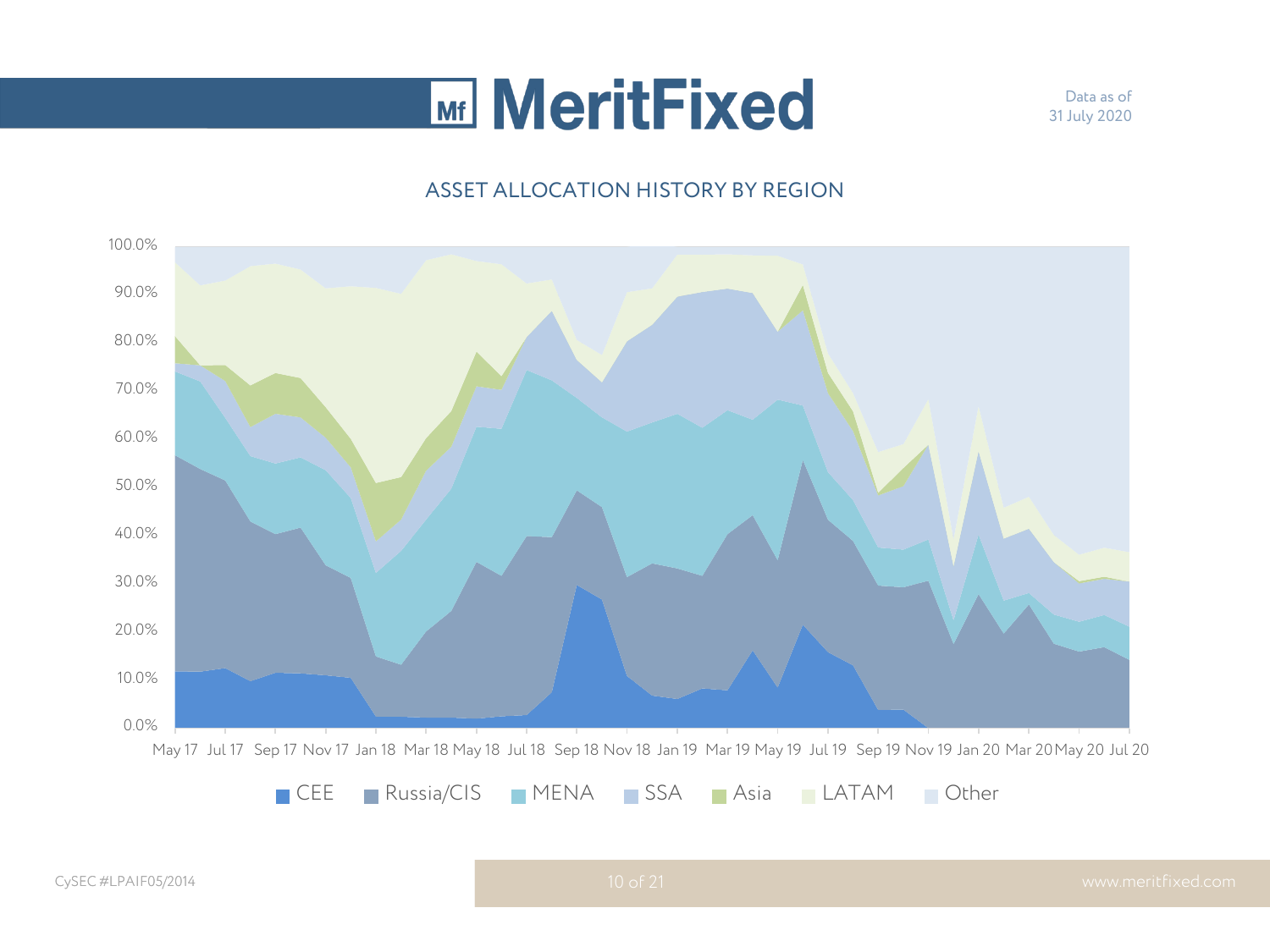# MeritFixed

Data as of
31 July 2020

## ASSET ALLOCATION HISTORY BY REGION

100.0%
90.0%
80.0%
70.0%
60.0%
50.0%
40.0%
30.0%
20.0%
10.0%
0.0%

May 17 Jul 17 Sep 17 Nov 17 Jan 18 Mar 18 May 18 Jul 18 Sep 18 Nov 18 Jan 19 Mar 19 May 19 Jul 19 Sep 19 Nov 19 Jan 20 Mar 20 May 20 Jul 20

CEE Russia/CIS MENA SSA Asia LATAM Other

CySEC #LPAIF05/2014

www.meritfixed.com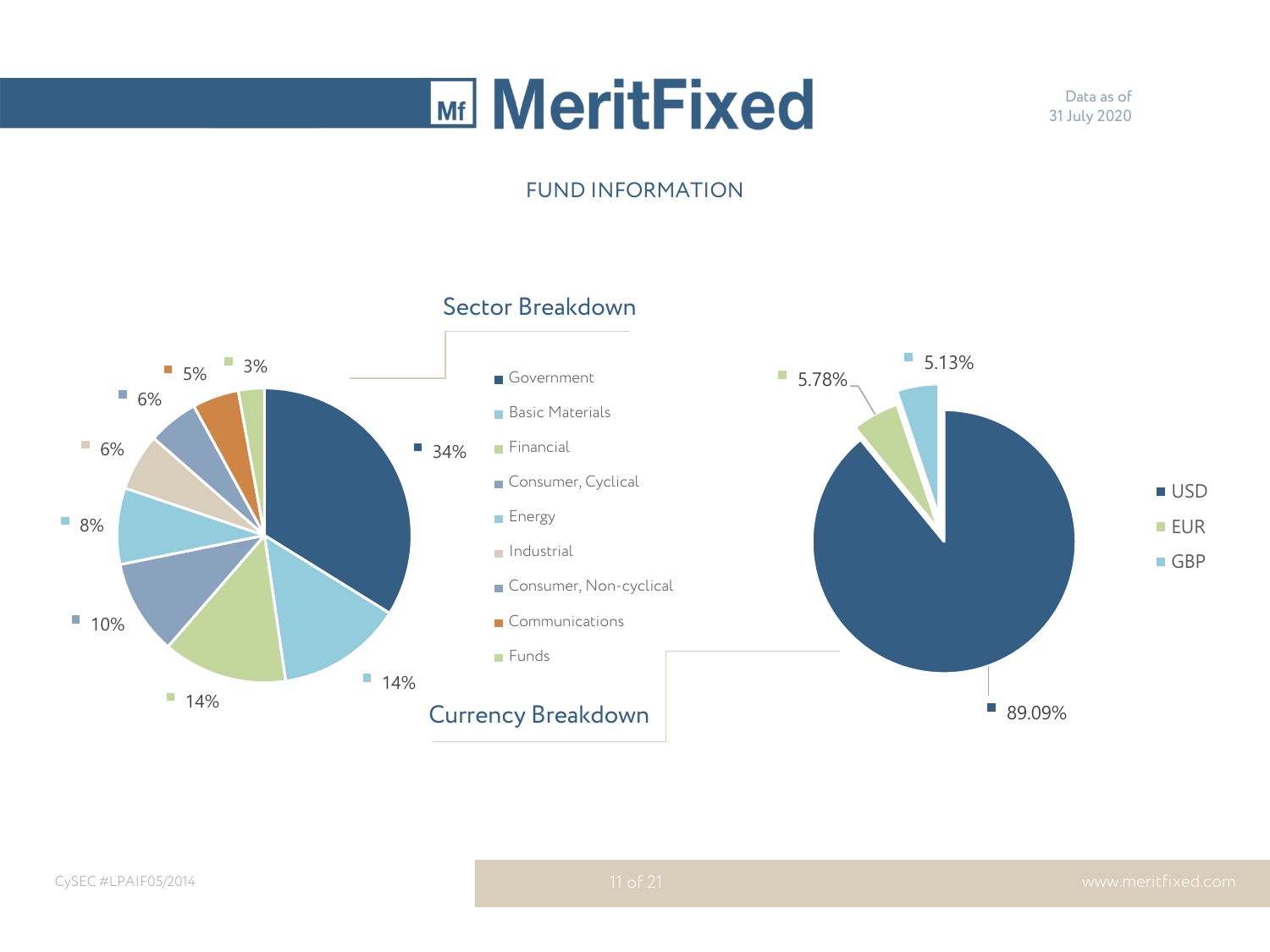# MeritFixed

Data as of
31 July 2020

## FUND INFORMATION

### Sector Breakdown

| Sector | Weight |
| --- | --- |
| Government | 34% |
| Basic Materials | 14% |
| Financial | 14% |
| Consumer, Cyclical | 10% |
| Energy | 8% |
| Industrial | 6% |
| Consumer, Non-cyclical | 6% |
| Communications | 5% |
| Funds | 3% |

### Currency Breakdown

| Currency | Weight |
| --- | --- |
| USD | 89.09% |
| EUR | 5.78% |
| GBP | 5.13% |

CySEC #LPAIF05/2014

www.meritfixed.com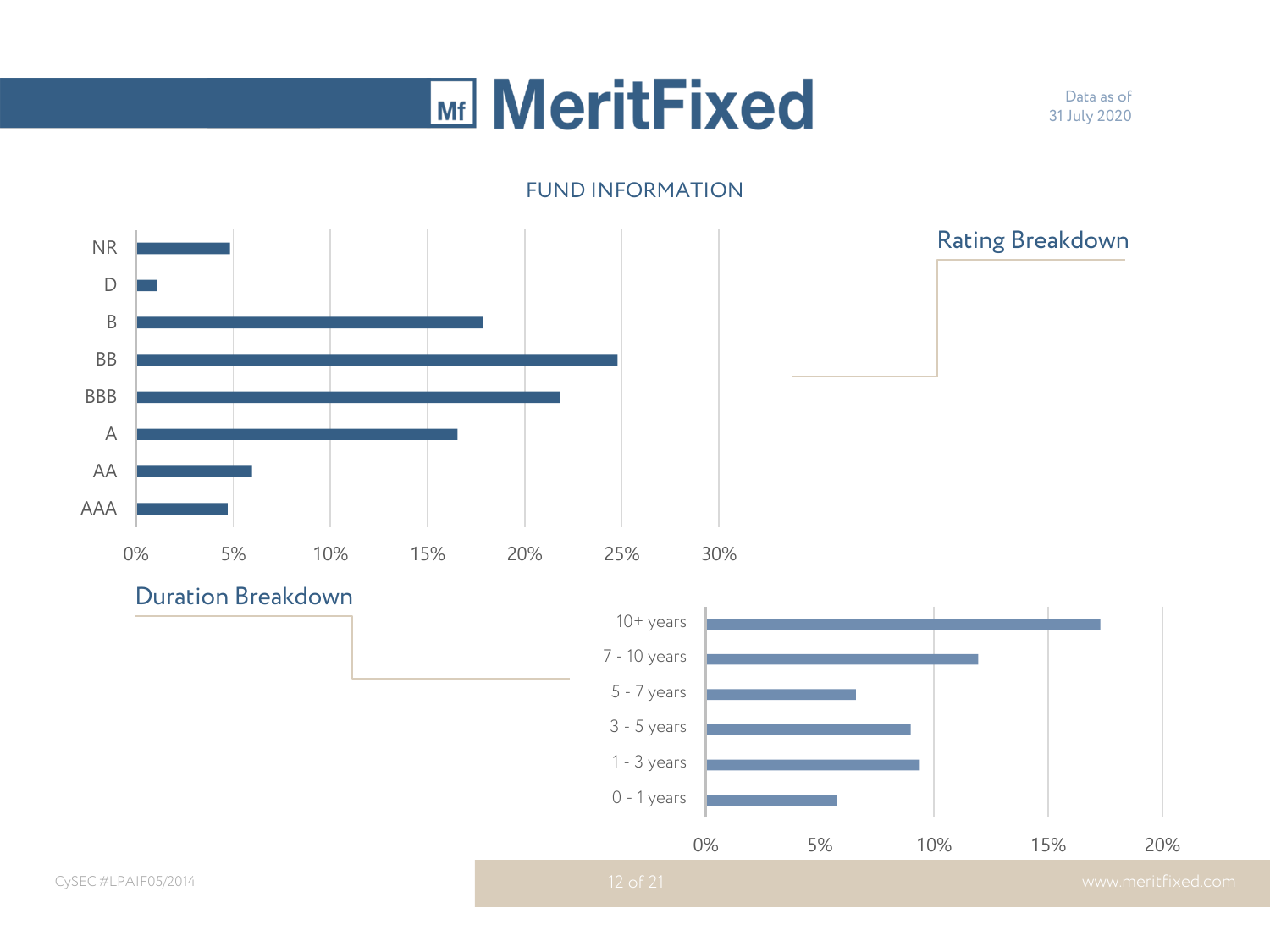# MeritFixed

Data as of
31 July 2020

## FUND INFORMATION

### Rating Breakdown

| Rating | Allocation (approx.) |
|---|---|
| NR | 4.8% |
| D | 1.1% |
| B | 17.8% |
| BB | 24.8% |
| BBB | 21.8% |
| A | 16.5% |
| AA | 5.9% |
| AAA | 4.7% |

### Duration Breakdown

| Duration | Allocation (approx.) |
|---|---|
| 10+ years | 17.3% |
| 7 - 10 years | 11.9% |
| 5 - 7 years | 6.6% |
| 3 - 5 years | 9.0% |
| 1 - 3 years | 9.4% |
| 0 - 1 years | 5.7% |

CySEC #LPAIF05/2014

www.meritfixed.com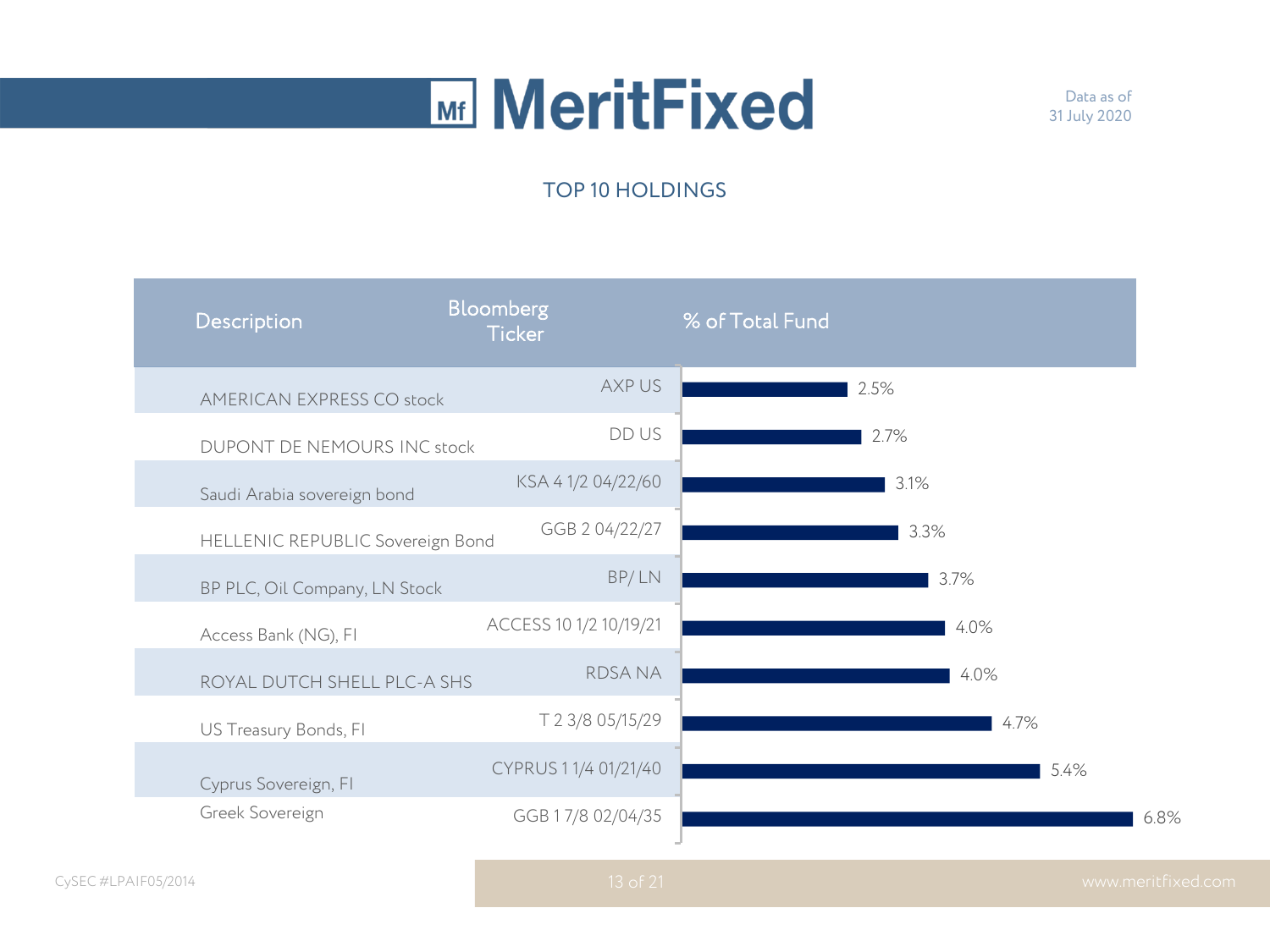Data as of 31 July 2020

## TOP 10 HOLDINGS

| Description | Bloomberg Ticker | % of Total Fund |
| --- | --- | --- |
| AMERICAN EXPRESS CO stock | AXP US | 2.5% |
| DUPONT DE NEMOURS INC stock | DD US | 2.7% |
| Saudi Arabia sovereign bond | KSA 4 1/2 04/22/60 | 3.1% |
| HELLENIC REPUBLIC Sovereign Bond | GGB 2 04/22/27 | 3.3% |
| BP PLC, Oil Company, LN Stock | BP/ LN | 3.7% |
| Access Bank (NG), FI | ACCESS 10 1/2 10/19/21 | 4.0% |
| ROYAL DUTCH SHELL PLC-A SHS | RDSA NA | 4.0% |
| US Treasury Bonds, FI | T 2 3/8 05/15/29 | 4.7% |
| Cyprus Sovereign, FI | CYPRUS 1 1/4 01/21/40 | 5.4% |
| Greek Sovereign | GGB 1 7/8 02/04/35 | 6.8% |

CySEC #LPAIF05/2014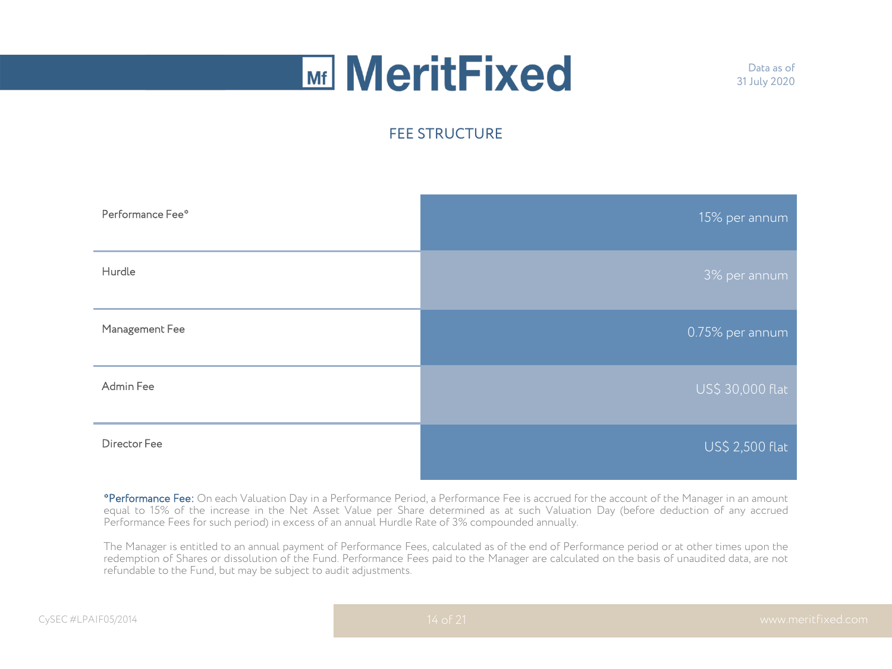## FEE STRUCTURE

| Fee | Amount |
|---|---|
| Performance Fee* | 15% per annum |
| Hurdle | 3% per annum |
| Management Fee | 0.75% per annum |
| Admin Fee | US$ 30,000 flat |
| Director Fee | US$ 2,500 flat |

*Performance Fee: On each Valuation Day in a Performance Period, a Performance Fee is accrued for the account of the Manager in an amount equal to 15% of the increase in the Net Asset Value per Share determined as at such Valuation Day (before deduction of any accrued Performance Fees for such period) in excess of an annual Hurdle Rate of 3% compounded annually.

The Manager is entitled to an annual payment of Performance Fees, calculated as of the end of Performance period or at other times upon the redemption of Shares or dissolution of the Fund. Performance Fees paid to the Manager are calculated on the basis of unaudited data, are not refundable to the Fund, but may be subject to audit adjustments.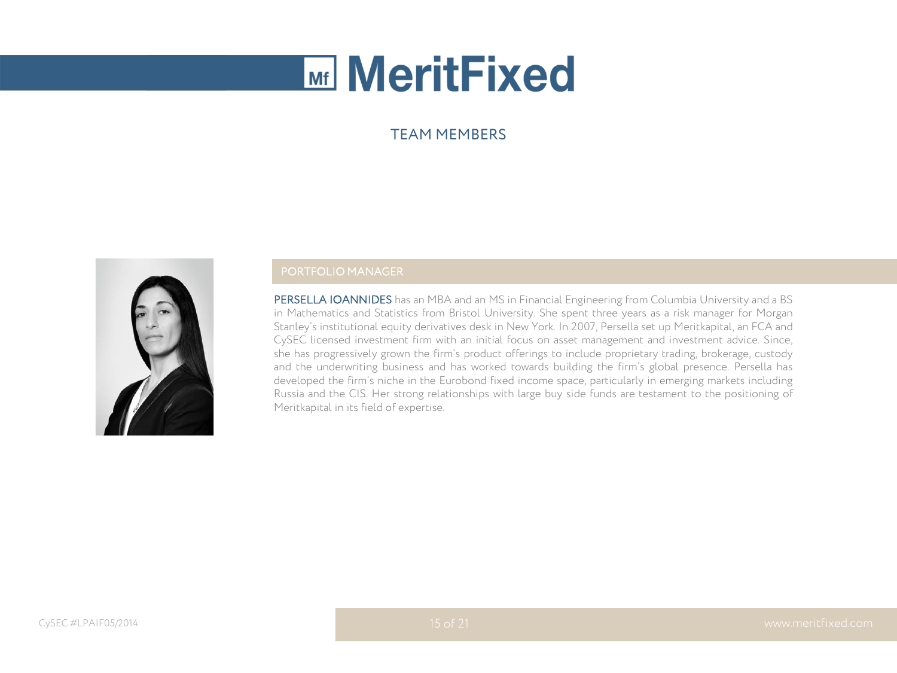# MeritFixed

## TEAM MEMBERS

### PORTFOLIO MANAGER

**PERSELLA IOANNIDES** has an MBA and an MS in Financial Engineering from Columbia University and a BS in Mathematics and Statistics from Bristol University. She spent three years as a risk manager for Morgan Stanley's institutional equity derivatives desk in New York. In 2007, Persella set up Meritkapital, an FCA and CySEC licensed investment firm with an initial focus on asset management and investment advice. Since, she has progressively grown the firm's product offerings to include proprietary trading, brokerage, custody and the underwriting business and has worked towards building the firm's global presence. Persella has developed the firm's niche in the Eurobond fixed income space, particularly in emerging markets including Russia and the CIS. Her strong relationships with large buy side funds are testament to the positioning of Meritkapital in its field of expertise.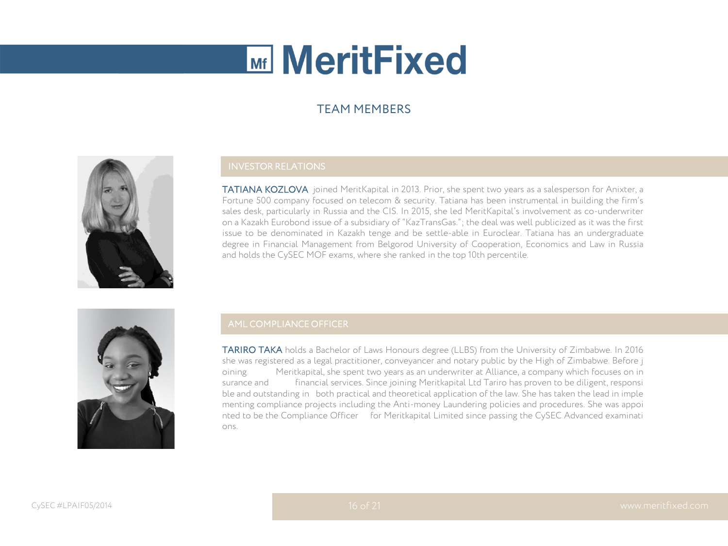# MeritFixed

## TEAM MEMBERS

### INVESTOR RELATIONS

**TATIANA KOZLOVA** joined MeritKapital in 2013. Prior, she spent two years as a salesperson for Anixter, a Fortune 500 company focused on telecom & security. Tatiana has been instrumental in building the firm's sales desk, particularly in Russia and the CIS. In 2015, she led MeritKapital's involvement as co-underwriter on a Kazakh Eurobond issue of a subsidiary of "KazTransGas."; the deal was well publicized as it was the first issue to be denominated in Kazakh tenge and be settle-able in Euroclear. Tatiana has an undergraduate degree in Financial Management from Belgorod University of Cooperation, Economics and Law in Russia and holds the CySEC MOF exams, where she ranked in the top 10th percentile.

### AML COMPLIANCE OFFICER

**TARIRO TAKA** holds a Bachelor of Laws Honours degree (LLBS) from the University of Zimbabwe. In 2016 she was registered as a legal practitioner, conveyancer and notary public by the High of Zimbabwe. Before joining Meritkapital, she spent two years as an underwriter at Alliance, a company which focuses on insurance and financial services. Since joining Meritkapital Ltd Tariro has proven to be diligent, responsible and outstanding in both practical and theoretical application of the law. She has taken the lead in implementing compliance projects including the Anti-money Laundering policies and procedures. She was appointed to be the Compliance Officer for Meritkapital Limited since passing the CySEC Advanced examinations.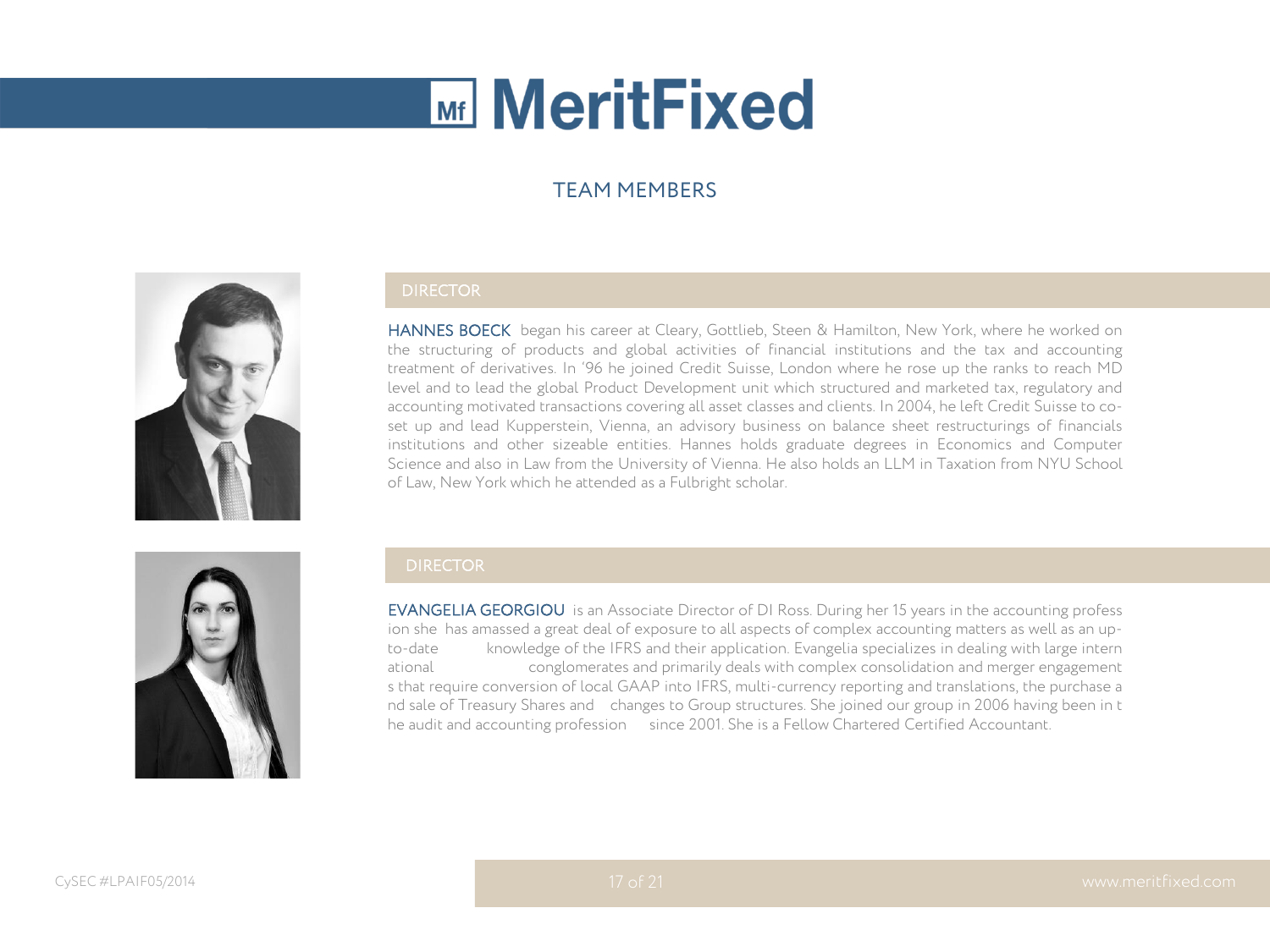# MeritFixed

## TEAM MEMBERS

### DIRECTOR

**HANNES BOECK** began his career at Cleary, Gottlieb, Steen & Hamilton, New York, where he worked on the structuring of products and global activities of financial institutions and the tax and accounting treatment of derivatives. In '96 he joined Credit Suisse, London where he rose up the ranks to reach MD level and to lead the global Product Development unit which structured and marketed tax, regulatory and accounting motivated transactions covering all asset classes and clients. In 2004, he left Credit Suisse to co-set up and lead Kupperstein, Vienna, an advisory business on balance sheet restructurings of financials institutions and other sizeable entities. Hannes holds graduate degrees in Economics and Computer Science and also in Law from the University of Vienna. He also holds an LLM in Taxation from NYU School of Law, New York which he attended as a Fulbright scholar.

### DIRECTOR

**EVANGELIA GEORGIOU** is an Associate Director of DI Ross. During her 15 years in the accounting profession she has amassed a great deal of exposure to all aspects of complex accounting matters as well as an up-to-date knowledge of the IFRS and their application. Evangelia specializes in dealing with large international conglomerates and primarily deals with complex consolidation and merger engagements that require conversion of local GAAP into IFRS, multi-currency reporting and translations, the purchase and sale of Treasury Shares and changes to Group structures. She joined our group in 2006 having been in the audit and accounting profession since 2001. She is a Fellow Chartered Certified Accountant.

CySEC #LPAIF05/2014

www.meritfixed.com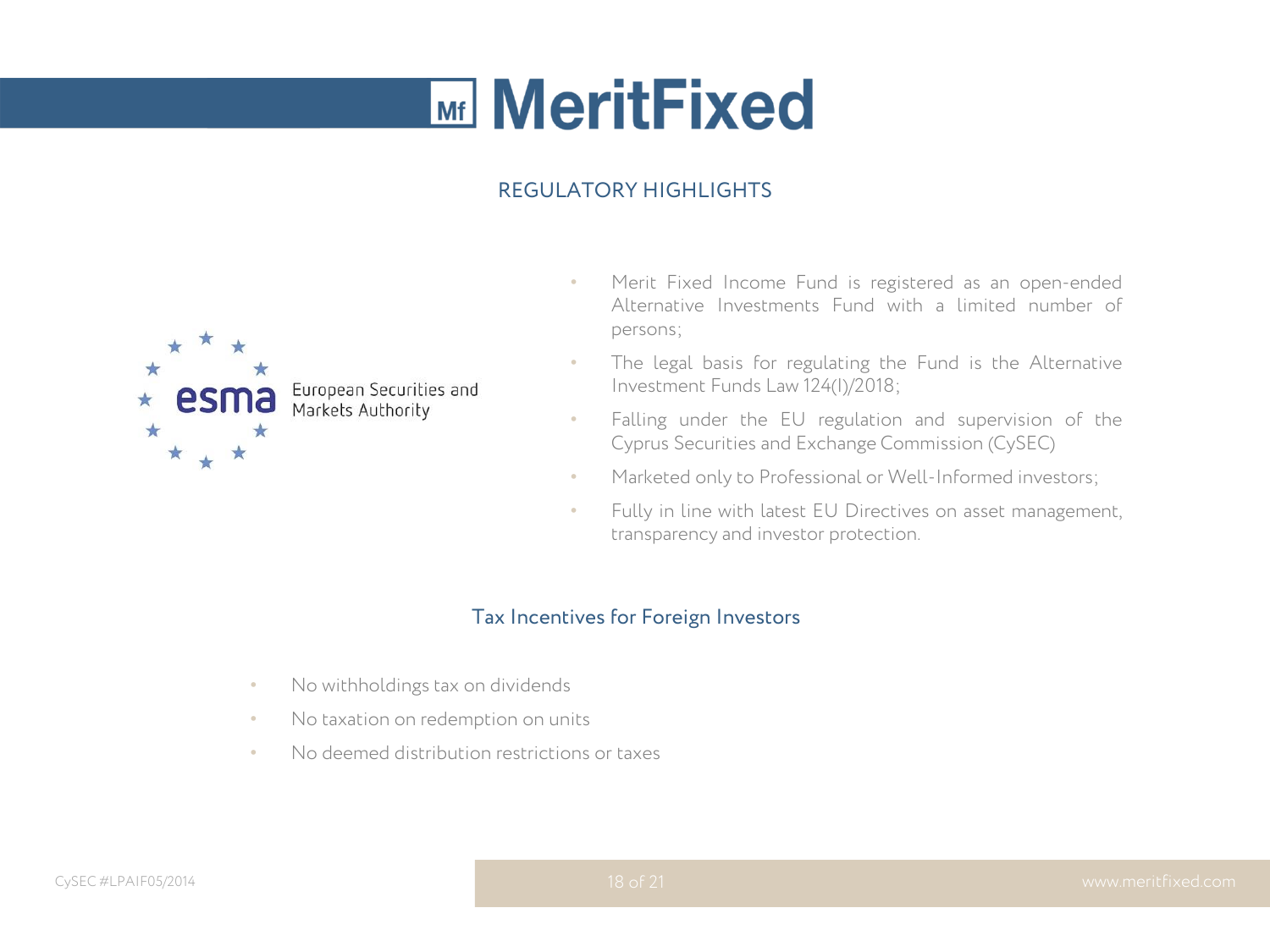# MeritFixed

## REGULATORY HIGHLIGHTS

European Securities and Markets Authority

- Merit Fixed Income Fund is registered as an open-ended Alternative Investments Fund with a limited number of persons;
- The legal basis for regulating the Fund is the Alternative Investment Funds Law 124(I)/2018;
- Falling under the EU regulation and supervision of the Cyprus Securities and Exchange Commission (CySEC)
- Marketed only to Professional or Well-Informed investors;
- Fully in line with latest EU Directives on asset management, transparency and investor protection.

## Tax Incentives for Foreign Investors

- No withholdings tax on dividends
- No taxation on redemption on units
- No deemed distribution restrictions or taxes

CySEC #LPAIF05/2014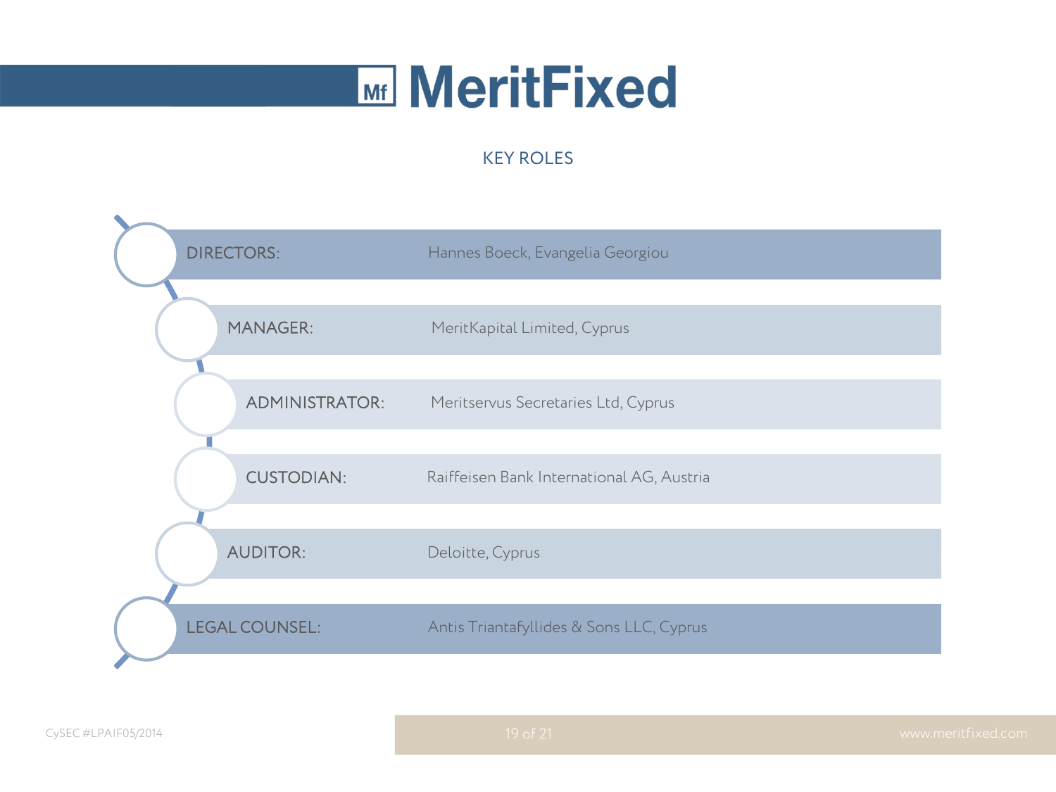# MeritFixed

## KEY ROLES

| Role | Name |
|---|---|
| DIRECTORS: | Hannes Boeck, Evangelia Georgiou |
| MANAGER: | MeritKapital Limited, Cyprus |
| ADMINISTRATOR: | Meritservus Secretaries Ltd, Cyprus |
| CUSTODIAN: | Raiffeisen Bank International AG, Austria |
| AUDITOR: | Deloitte, Cyprus |
| LEGAL COUNSEL: | Antis Triantafyllides & Sons LLC, Cyprus |

CySEC #LPAIF05/2014

www.meritfixed.com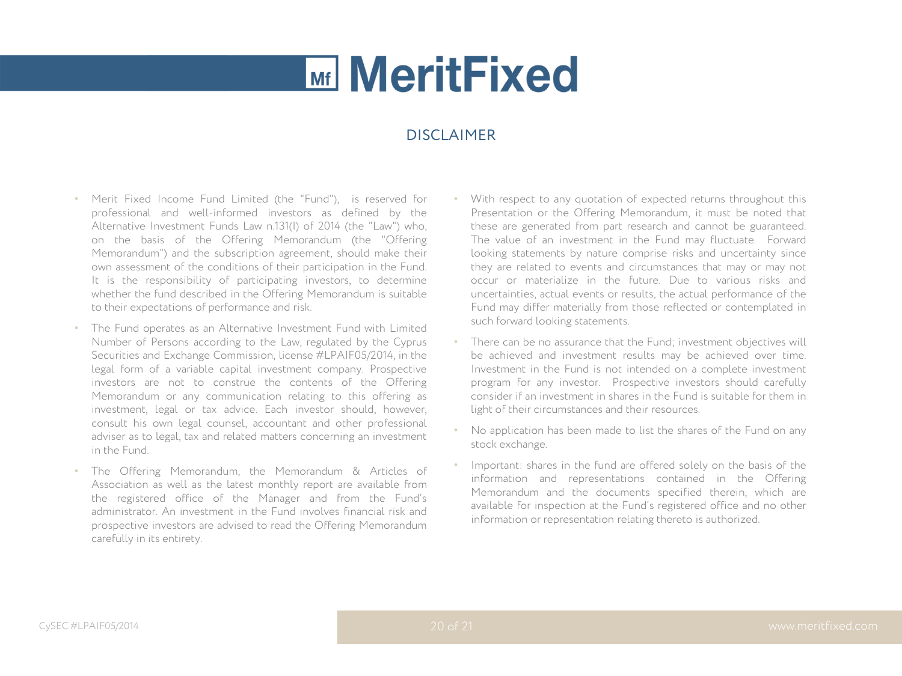# MeritFixed

## DISCLAIMER

- Merit Fixed Income Fund Limited (the "Fund"), is reserved for professional and well-informed investors as defined by the Alternative Investment Funds Law n.131(I) of 2014 (the "Law") who, on the basis of the Offering Memorandum (the "Offering Memorandum") and the subscription agreement, should make their own assessment of the conditions of their participation in the Fund. It is the responsibility of participating investors, to determine whether the fund described in the Offering Memorandum is suitable to their expectations of performance and risk.
- The Fund operates as an Alternative Investment Fund with Limited Number of Persons according to the Law, regulated by the Cyprus Securities and Exchange Commission, license #LPAIF05/2014, in the legal form of a variable capital investment company. Prospective investors are not to construe the contents of the Offering Memorandum or any communication relating to this offering as investment, legal or tax advice. Each investor should, however, consult his own legal counsel, accountant and other professional adviser as to legal, tax and related matters concerning an investment in the Fund.
- The Offering Memorandum, the Memorandum & Articles of Association as well as the latest monthly report are available from the registered office of the Manager and from the Fund's administrator. An investment in the Fund involves financial risk and prospective investors are advised to read the Offering Memorandum carefully in its entirety.
- With respect to any quotation of expected returns throughout this Presentation or the Offering Memorandum, it must be noted that these are generated from part research and cannot be guaranteed. The value of an investment in the Fund may fluctuate. Forward looking statements by nature comprise risks and uncertainty since they are related to events and circumstances that may or may not occur or materialize in the future. Due to various risks and uncertainties, actual events or results, the actual performance of the Fund may differ materially from those reflected or contemplated in such forward looking statements.
- There can be no assurance that the Fund; investment objectives will be achieved and investment results may be achieved over time. Investment in the Fund is not intended on a complete investment program for any investor. Prospective investors should carefully consider if an investment in shares in the Fund is suitable for them in light of their circumstances and their resources.
- No application has been made to list the shares of the Fund on any stock exchange.
- Important: shares in the fund are offered solely on the basis of the information and representations contained in the Offering Memorandum and the documents specified therein, which are available for inspection at the Fund's registered office and no other information or representation relating thereto is authorized.

CySEC #LPAIF05/2014

www.meritfixed.com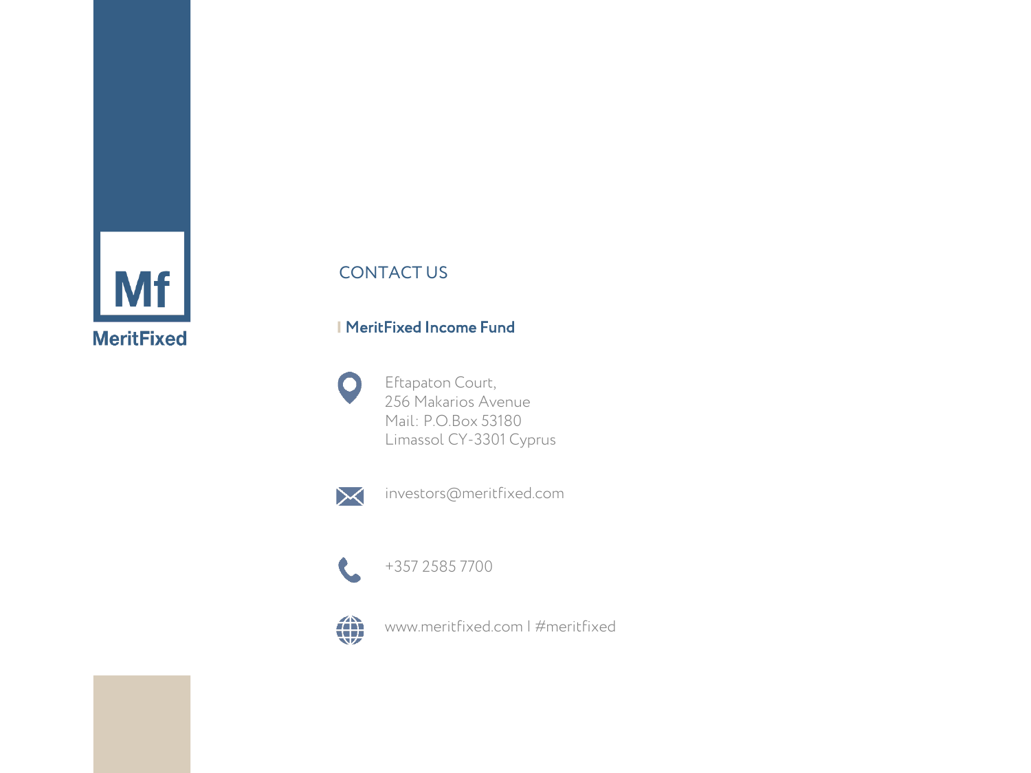Mf

MeritFixed

## CONTACT US

### MeritFixed Income Fund

Eftapaton Court,
256 Makarios Avenue
Mail: P.O.Box 53180
Limassol CY-3301 Cyprus

investors@meritfixed.com

+357 2585 7700

www.meritfixed.com | #meritfixed